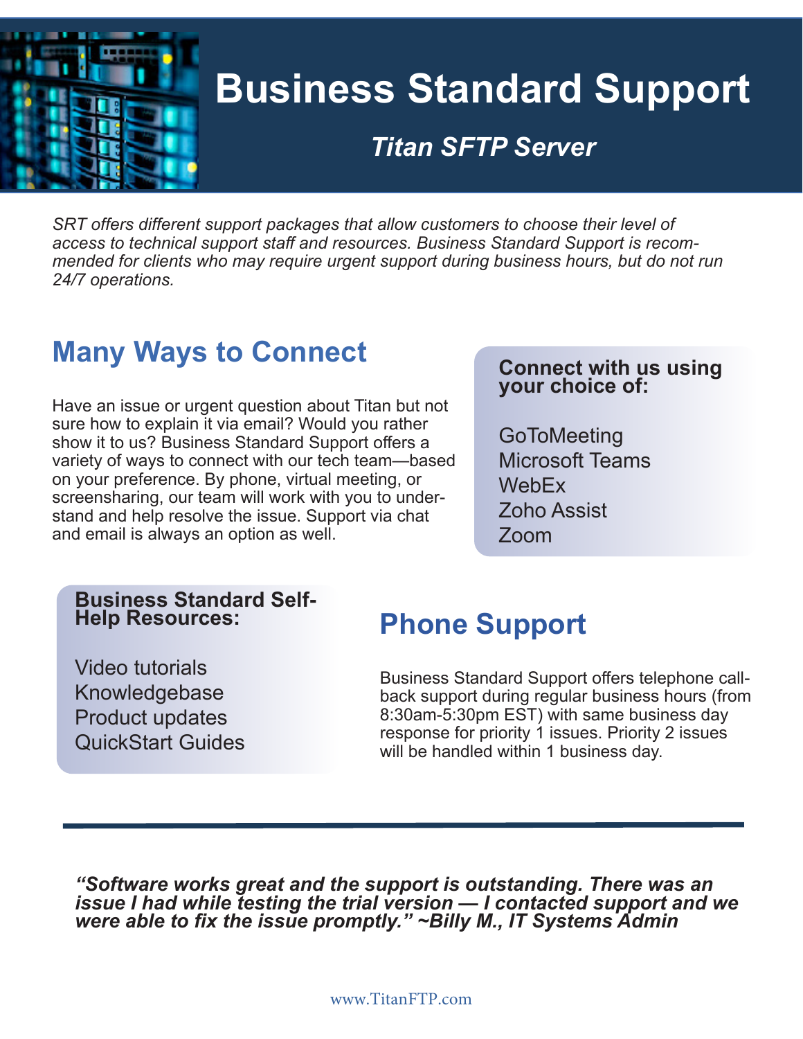# Business Standard Support

## *Titan SFTP Server*

*SRT offers different support packages that allow customers to choose their level of access to technical support staff and resources. Business Standard Support is recommended for clients who may require urgent support during business hours, but do not run 24/7 operations.*

## Many Ways to Connect

Have an issue or urgent question about Titan but not sure how to explain it via email? Would you rather show it to us? Business Standard Support offers a variety of ways to connect with our tech team—based on your preference. By phone, virtual meeting, or screensharing, our team will work with you to understand and help resolve the issue. Support via chat and email is always an option as well.

**Connect with us using your choice of:**

- GoToMeeting
- Microsoft Teams
- WebEx
- Zoho Assist
- Zoom

**Business Standard Self-Help Resources:**

- Video tutorials
- Knowledgebase
- Product updates
- QuickStart Guides

## Phone Support

Business Standard Support offers telephone call-back support during regular business hours (from 8:30am-5:30pm EST) with same business day response for priority 1 issues. Priority 2 issues will be handled within 1 business day.

---

***"Software works great and the support is outstanding. There was an issue I had while testing the trial version — I contacted support and we were able to fix the issue promptly." ~Billy M., IT Systems Admin***

www.TitanFTP.com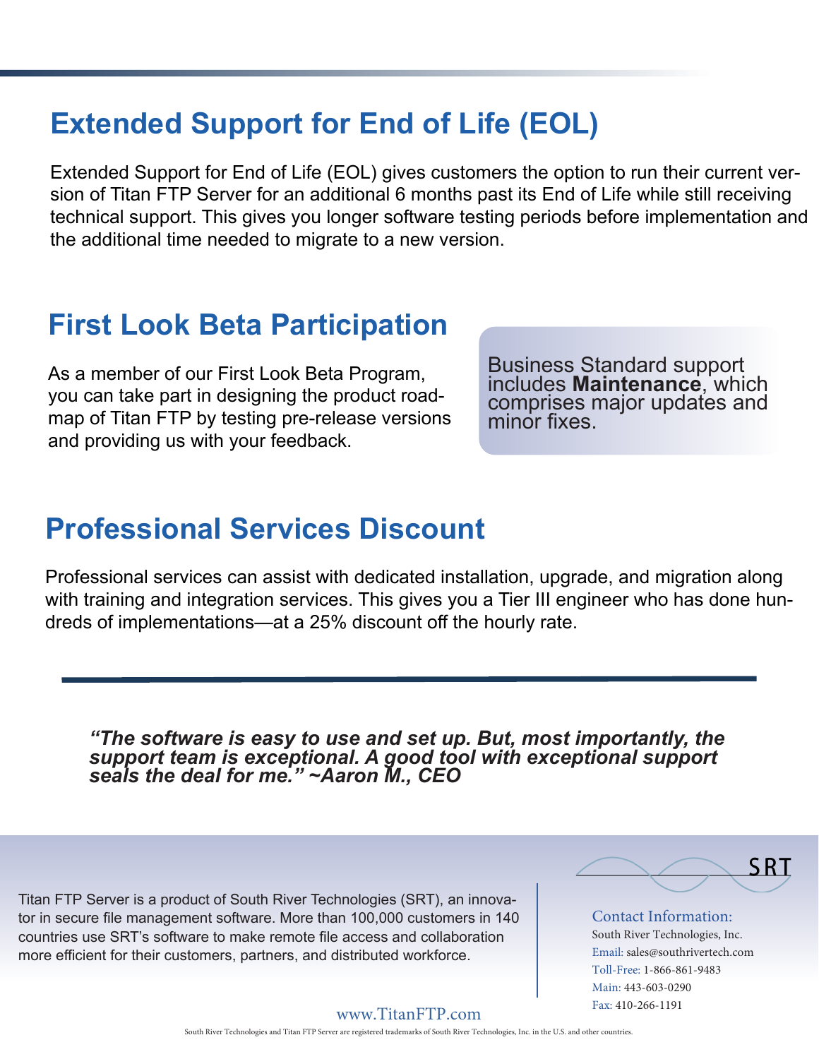## Extended Support for End of Life (EOL)

Extended Support for End of Life (EOL) gives customers the option to run their current version of Titan FTP Server for an additional 6 months past its End of Life while still receiving technical support. This gives you longer software testing periods before implementation and the additional time needed to migrate to a new version.

## First Look Beta Participation

As a member of our First Look Beta Program, you can take part in designing the product roadmap of Titan FTP by testing pre-release versions and providing us with your feedback.

Business Standard support includes **Maintenance**, which comprises major updates and minor fixes.

## Professional Services Discount

Professional services can assist with dedicated installation, upgrade, and migration along with training and integration services. This gives you a Tier III engineer who has done hundreds of implementations—at a 25% discount off the hourly rate.

---

***"The software is easy to use and set up. But, most importantly, the support team is exceptional. A good tool with exceptional support seals the deal for me." ~Aaron M., CEO***

Titan FTP Server is a product of South River Technologies (SRT), an innovator in secure file management software. More than 100,000 customers in 140 countries use SRT's software to make remote file access and collaboration more efficient for their customers, partners, and distributed workforce.

SRT

Contact Information:
South River Technologies, Inc.
Email: sales@southrivertech.com
Toll-Free: 1-866-861-9483
Main: 443-603-0290
Fax: 410-266-1191

www.TitanFTP.com

South River Technologies and Titan FTP Server are registered trademarks of South River Technologies, Inc. in the U.S. and other countries.